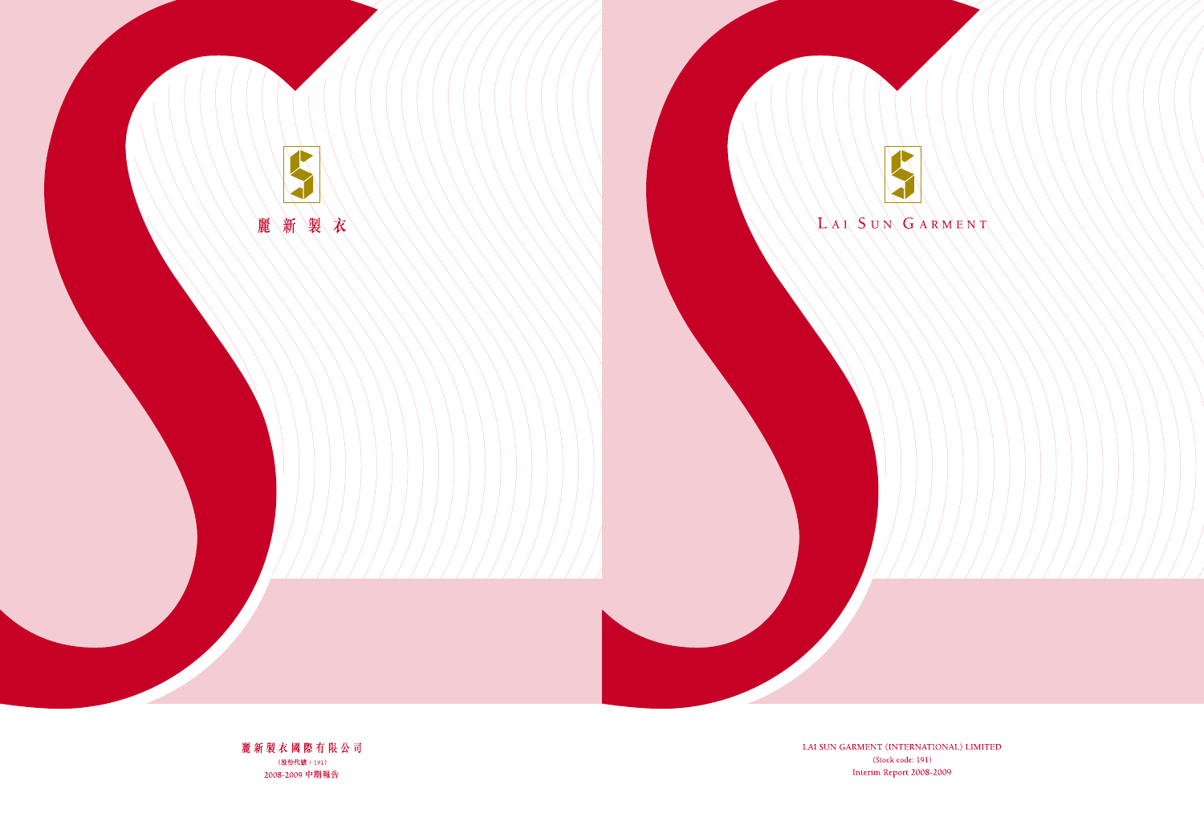麗 新 製 衣

麗新製衣國際有限公司

(股份代號：191)

2008-2009 中期報告

LAI SUN GARMENT

LAI SUN GARMENT (INTERNATIONAL) LIMITED

(Stock code: 191)

Interim Report 2008-2009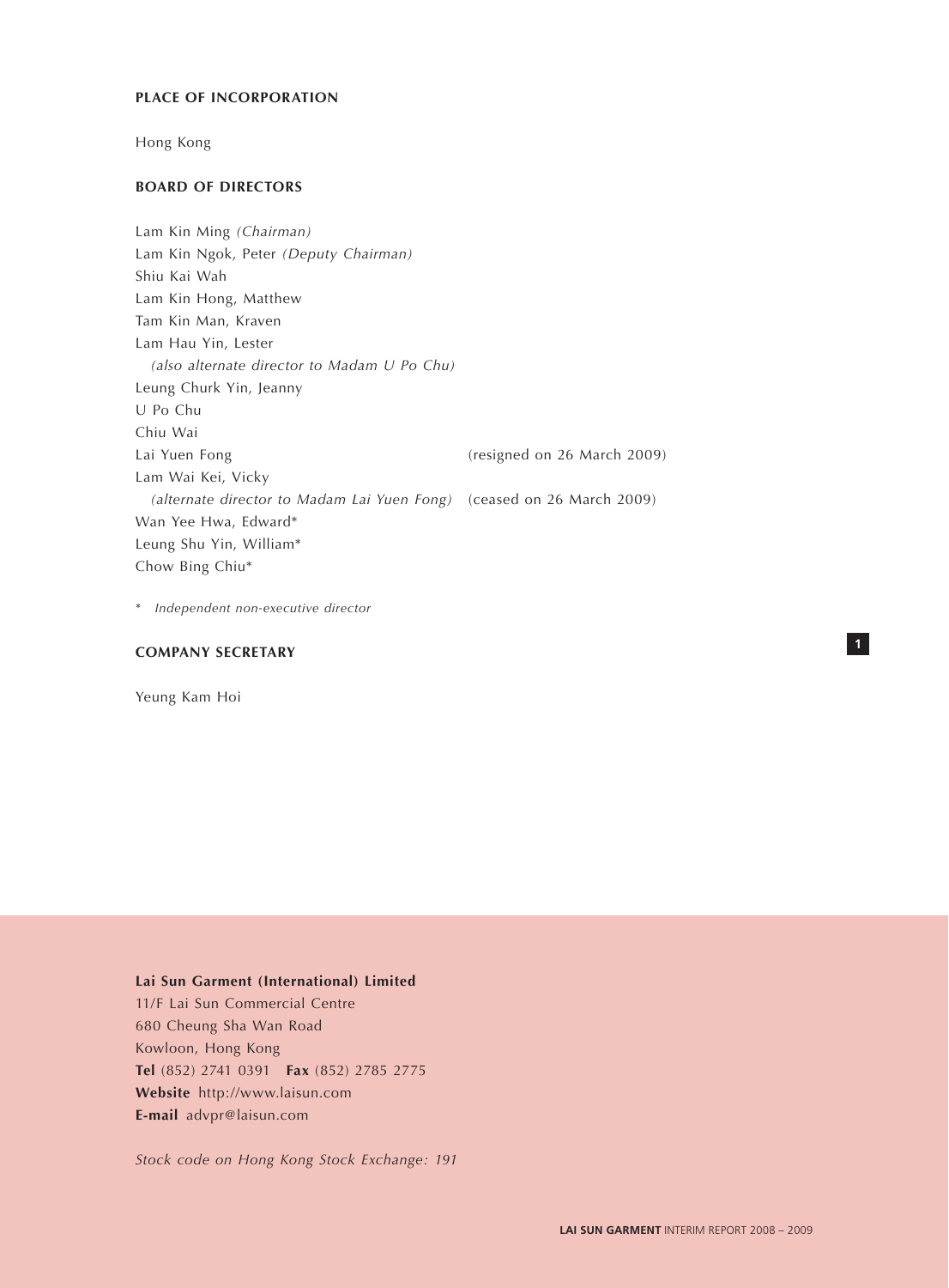## PLACE OF INCORPORATION

Hong Kong

## BOARD OF DIRECTORS

Lam Kin Ming *(Chairman)*
Lam Kin Ngok, Peter *(Deputy Chairman)*
Shiu Kai Wah
Lam Kin Hong, Matthew
Tam Kin Man, Kraven
Lam Hau Yin, Lester
*(also alternate director to Madam U Po Chu)*
Leung Churk Yin, Jeanny
U Po Chu
Chiu Wai
Lai Yuen Fong (resigned on 26 March 2009)
Lam Wai Kei, Vicky
*(alternate director to Madam Lai Yuen Fong)* (ceased on 26 March 2009)
Wan Yee Hwa, Edward*
Leung Shu Yin, William*
Chow Bing Chiu*

\* *Independent non-executive director*

## COMPANY SECRETARY

Yeung Kam Hoi

**Lai Sun Garment (International) Limited**
11/F Lai Sun Commercial Centre
680 Cheung Sha Wan Road
Kowloon, Hong Kong
**Tel** (852) 2741 0391 **Fax** (852) 2785 2775
**Website** http://www.laisun.com
**E-mail** advpr@laisun.com

*Stock code on Hong Kong Stock Exchange: 191*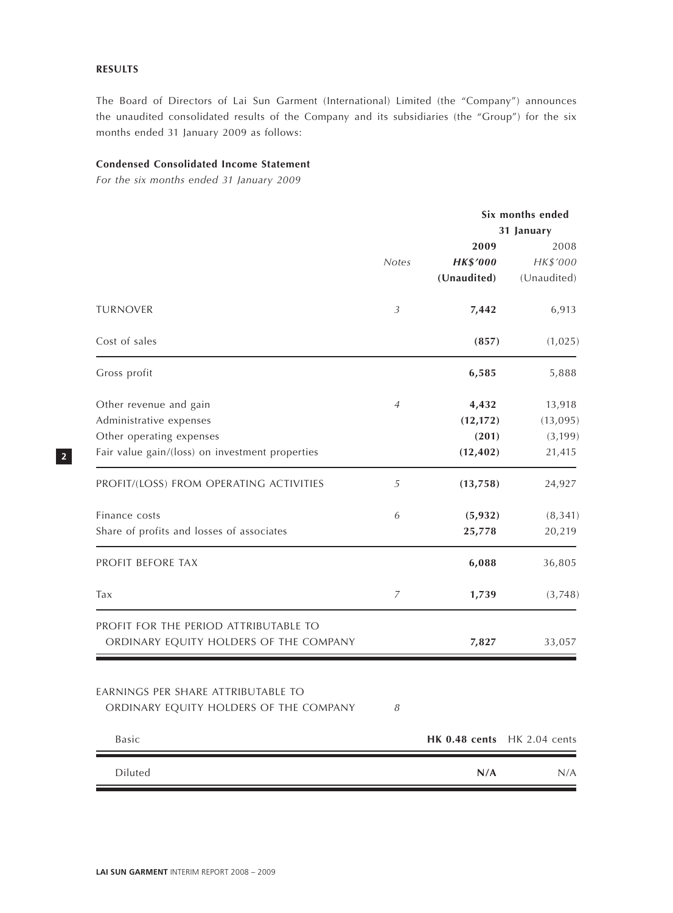## RESULTS

The Board of Directors of Lai Sun Garment (International) Limited (the "Company") announces the unaudited consolidated results of the Company and its subsidiaries (the "Group") for the six months ended 31 January 2009 as follows:

### Condensed Consolidated Income Statement

*For the six months ended 31 January 2009*

| | | Six months ended 31 January | |
|---|---|---|---|
| | | **2009** | 2008 |
| | *Notes* | ***HK$'000*** | *HK$'000* |
| | | **(Unaudited)** | (Unaudited) |
| TURNOVER | *3* | **7,442** | 6,913 |
| Cost of sales | | **(857)** | (1,025) |
| Gross profit | | **6,585** | 5,888 |
| Other revenue and gain | *4* | **4,432** | 13,918 |
| Administrative expenses | | **(12,172)** | (13,095) |
| Other operating expenses | | **(201)** | (3,199) |
| Fair value gain/(loss) on investment properties | | **(12,402)** | 21,415 |
| PROFIT/(LOSS) FROM OPERATING ACTIVITIES | *5* | **(13,758)** | 24,927 |
| Finance costs | *6* | **(5,932)** | (8,341) |
| Share of profits and losses of associates | | **25,778** | 20,219 |
| PROFIT BEFORE TAX | | **6,088** | 36,805 |
| Tax | *7* | **1,739** | (3,748) |
| PROFIT FOR THE PERIOD ATTRIBUTABLE TO ORDINARY EQUITY HOLDERS OF THE COMPANY | | **7,827** | 33,057 |
| EARNINGS PER SHARE ATTRIBUTABLE TO ORDINARY EQUITY HOLDERS OF THE COMPANY | *8* | | |
| Basic | | **HK 0.48 cents** | HK 2.04 cents |
| Diluted | | **N/A** | N/A |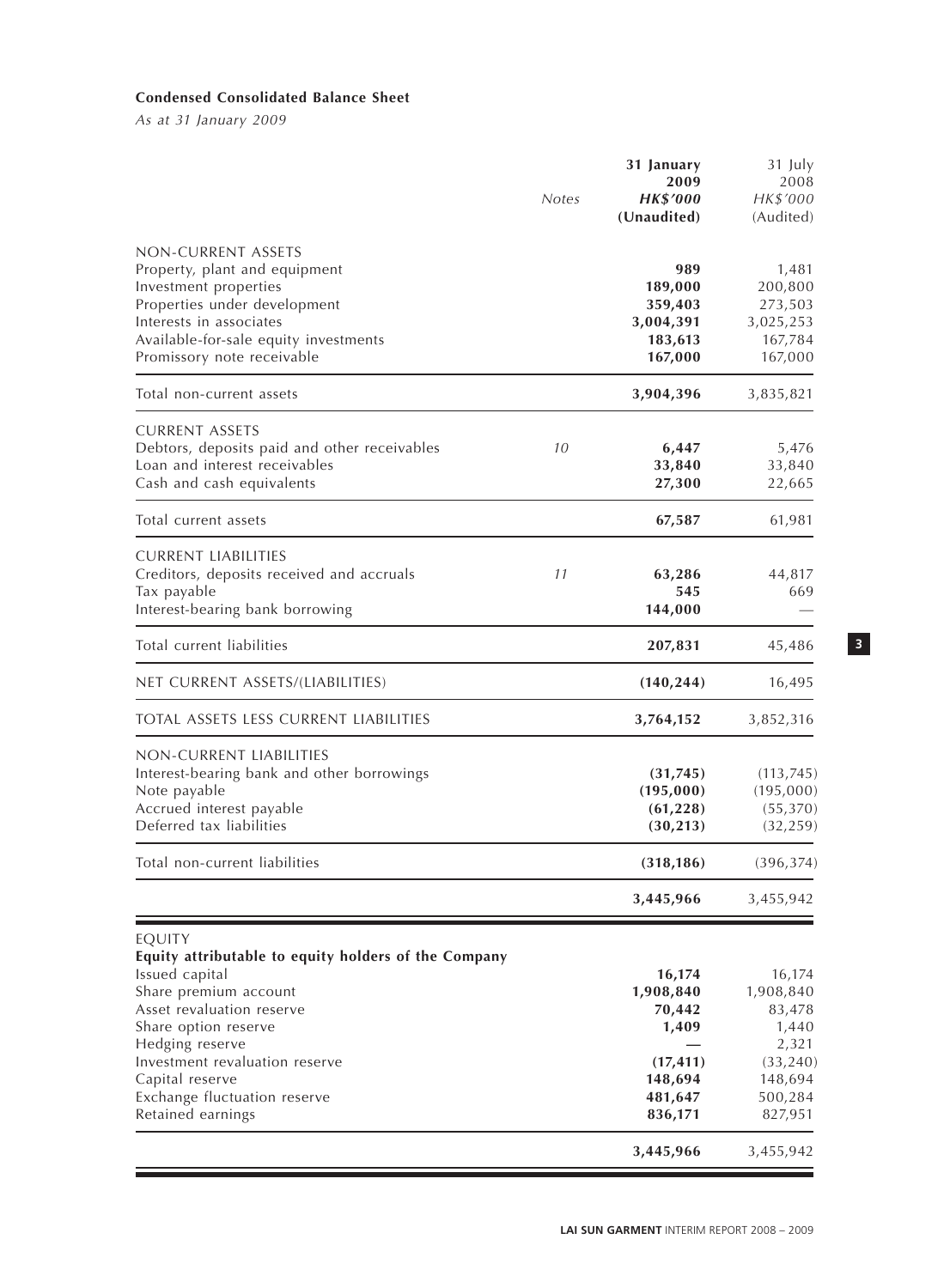**Condensed Consolidated Balance Sheet**

*As at 31 January 2009*

| | Notes | 31 January 2009 HK$'000 (Unaudited) | 31 July 2008 HK$'000 (Audited) |
|---|---|---|---|
| NON-CURRENT ASSETS | | | |
| Property, plant and equipment | | **989** | 1,481 |
| Investment properties | | **189,000** | 200,800 |
| Properties under development | | **359,403** | 273,503 |
| Interests in associates | | **3,004,391** | 3,025,253 |
| Available-for-sale equity investments | | **183,613** | 167,784 |
| Promissory note receivable | | **167,000** | 167,000 |
| Total non-current assets | | **3,904,396** | 3,835,821 |
| CURRENT ASSETS | | | |
| Debtors, deposits paid and other receivables | 10 | **6,447** | 5,476 |
| Loan and interest receivables | | **33,840** | 33,840 |
| Cash and cash equivalents | | **27,300** | 22,665 |
| Total current assets | | **67,587** | 61,981 |
| CURRENT LIABILITIES | | | |
| Creditors, deposits received and accruals | 11 | **63,286** | 44,817 |
| Tax payable | | **545** | 669 |
| Interest-bearing bank borrowing | | **144,000** | — |
| Total current liabilities | | **207,831** | 45,486 |
| NET CURRENT ASSETS/(LIABILITIES) | | **(140,244)** | 16,495 |
| TOTAL ASSETS LESS CURRENT LIABILITIES | | **3,764,152** | 3,852,316 |
| NON-CURRENT LIABILITIES | | | |
| Interest-bearing bank and other borrowings | | **(31,745)** | (113,745) |
| Note payable | | **(195,000)** | (195,000) |
| Accrued interest payable | | **(61,228)** | (55,370) |
| Deferred tax liabilities | | **(30,213)** | (32,259) |
| Total non-current liabilities | | **(318,186)** | (396,374) |
| | | **3,445,966** | 3,455,942 |
| EQUITY | | | |
| **Equity attributable to equity holders of the Company** | | | |
| Issued capital | | **16,174** | 16,174 |
| Share premium account | | **1,908,840** | 1,908,840 |
| Asset revaluation reserve | | **70,442** | 83,478 |
| Share option reserve | | **1,409** | 1,440 |
| Hedging reserve | | **—** | 2,321 |
| Investment revaluation reserve | | **(17,411)** | (33,240) |
| Capital reserve | | **148,694** | 148,694 |
| Exchange fluctuation reserve | | **481,647** | 500,284 |
| Retained earnings | | **836,171** | 827,951 |
| | | **3,445,966** | 3,455,942 |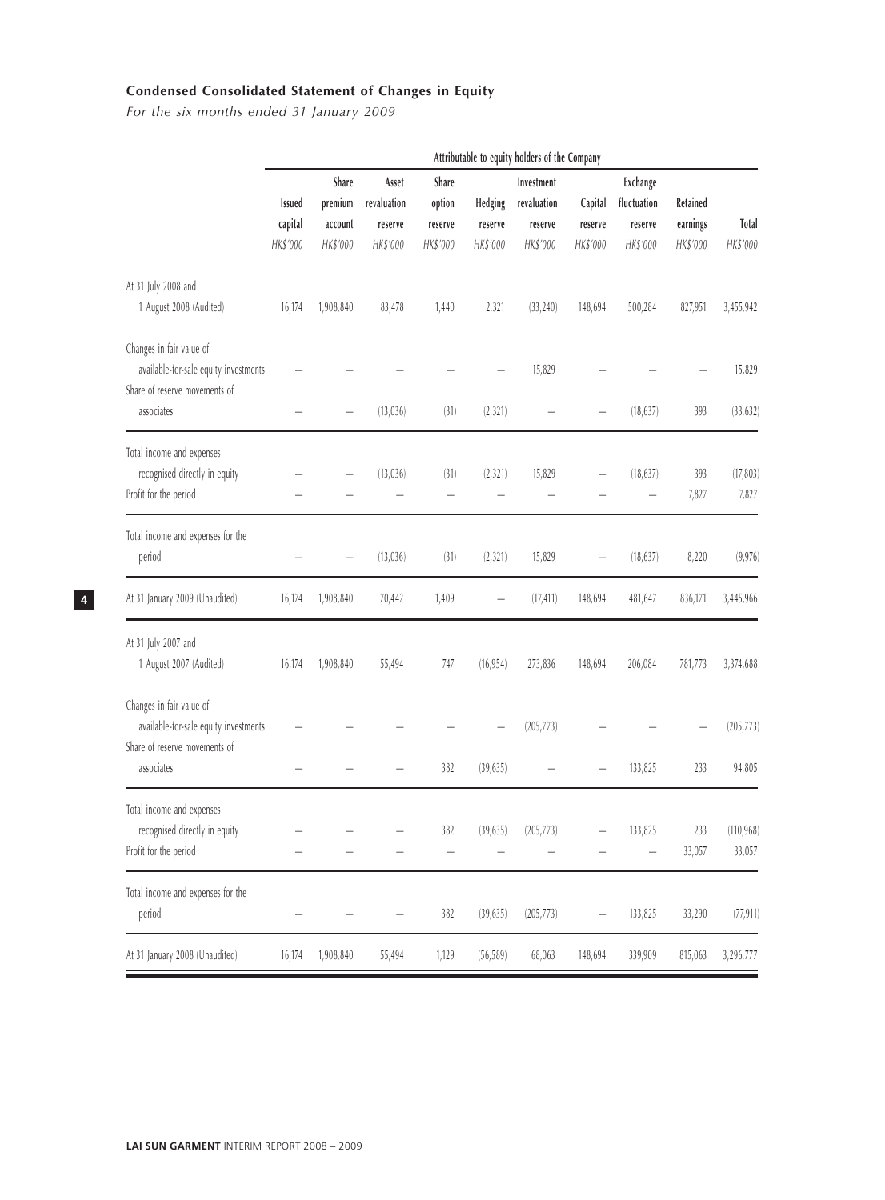## Condensed Consolidated Statement of Changes in Equity

*For the six months ended 31 January 2009*

| | Attributable to equity holders of the Company | | | | | | | | | |
|---|---|---|---|---|---|---|---|---|---|---|
| | Issued capital HK$'000 | Share premium account HK$'000 | Asset revaluation reserve HK$'000 | Share option reserve HK$'000 | Hedging reserve HK$'000 | Investment revaluation reserve HK$'000 | Capital reserve HK$'000 | Exchange fluctuation reserve HK$'000 | Retained earnings HK$'000 | Total HK$'000 |
| At 31 July 2008 and 1 August 2008 (Audited) | 16,174 | 1,908,840 | 83,478 | 1,440 | 2,321 | (33,240) | 148,694 | 500,284 | 827,951 | 3,455,942 |
| Changes in fair value of available-for-sale equity investments | – | – | – | – | – | 15,829 | – | – | – | 15,829 |
| Share of reserve movements of associates | – | – | (13,036) | (31) | (2,321) | – | – | (18,637) | 393 | (33,632) |
| Total income and expenses recognised directly in equity | – | – | (13,036) | (31) | (2,321) | 15,829 | – | (18,637) | 393 | (17,803) |
| Profit for the period | – | – | – | – | – | – | – | – | 7,827 | 7,827 |
| Total income and expenses for the period | – | – | (13,036) | (31) | (2,321) | 15,829 | – | (18,637) | 8,220 | (9,976) |
| At 31 January 2009 (Unaudited) | 16,174 | 1,908,840 | 70,442 | 1,409 | – | (17,411) | 148,694 | 481,647 | 836,171 | 3,445,966 |
| At 31 July 2007 and 1 August 2007 (Audited) | 16,174 | 1,908,840 | 55,494 | 747 | (16,954) | 273,836 | 148,694 | 206,084 | 781,773 | 3,374,688 |
| Changes in fair value of available-for-sale equity investments | – | – | – | – | – | (205,773) | – | – | – | (205,773) |
| Share of reserve movements of associates | – | – | – | 382 | (39,635) | – | – | 133,825 | 233 | 94,805 |
| Total income and expenses recognised directly in equity | – | – | – | 382 | (39,635) | (205,773) | – | 133,825 | 233 | (110,968) |
| Profit for the period | – | – | – | – | – | – | – | – | 33,057 | 33,057 |
| Total income and expenses for the period | – | – | – | 382 | (39,635) | (205,773) | – | 133,825 | 33,290 | (77,911) |
| At 31 January 2008 (Unaudited) | 16,174 | 1,908,840 | 55,494 | 1,129 | (56,589) | 68,063 | 148,694 | 339,909 | 815,063 | 3,296,777 |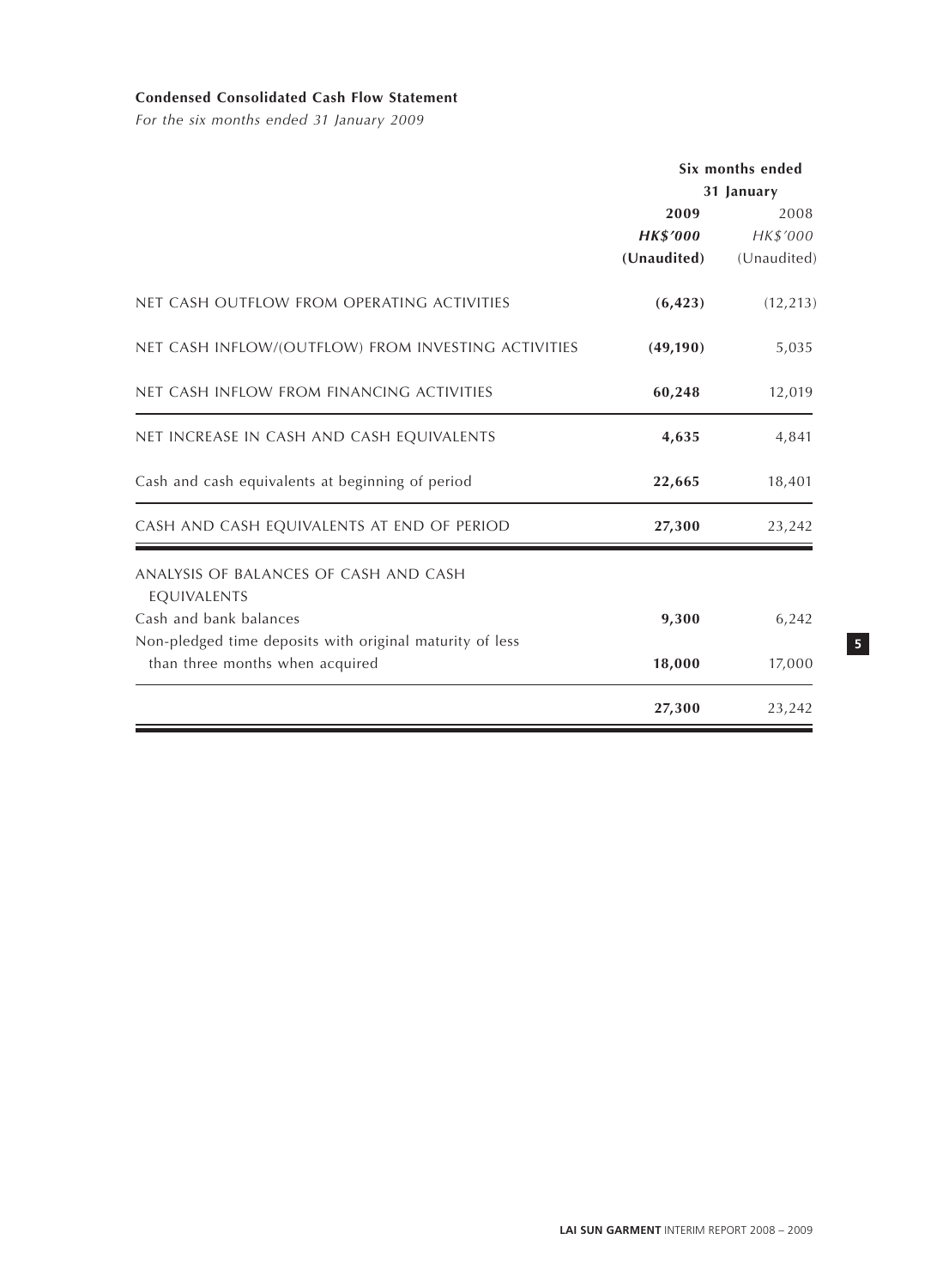**Condensed Consolidated Cash Flow Statement**

*For the six months ended 31 January 2009*

| | Six months ended 31 January | |
|---|---|---|
| | **2009** | 2008 |
| | ***HK$'000*** | *HK$'000* |
| | **(Unaudited)** | (Unaudited) |
| NET CASH OUTFLOW FROM OPERATING ACTIVITIES | **(6,423)** | (12,213) |
| NET CASH INFLOW/(OUTFLOW) FROM INVESTING ACTIVITIES | **(49,190)** | 5,035 |
| NET CASH INFLOW FROM FINANCING ACTIVITIES | **60,248** | 12,019 |
| NET INCREASE IN CASH AND CASH EQUIVALENTS | **4,635** | 4,841 |
| Cash and cash equivalents at beginning of period | **22,665** | 18,401 |
| CASH AND CASH EQUIVALENTS AT END OF PERIOD | **27,300** | 23,242 |
| ANALYSIS OF BALANCES OF CASH AND CASH EQUIVALENTS | | |
| Cash and bank balances | **9,300** | 6,242 |
| Non-pledged time deposits with original maturity of less than three months when acquired | **18,000** | 17,000 |
| | **27,300** | 23,242 |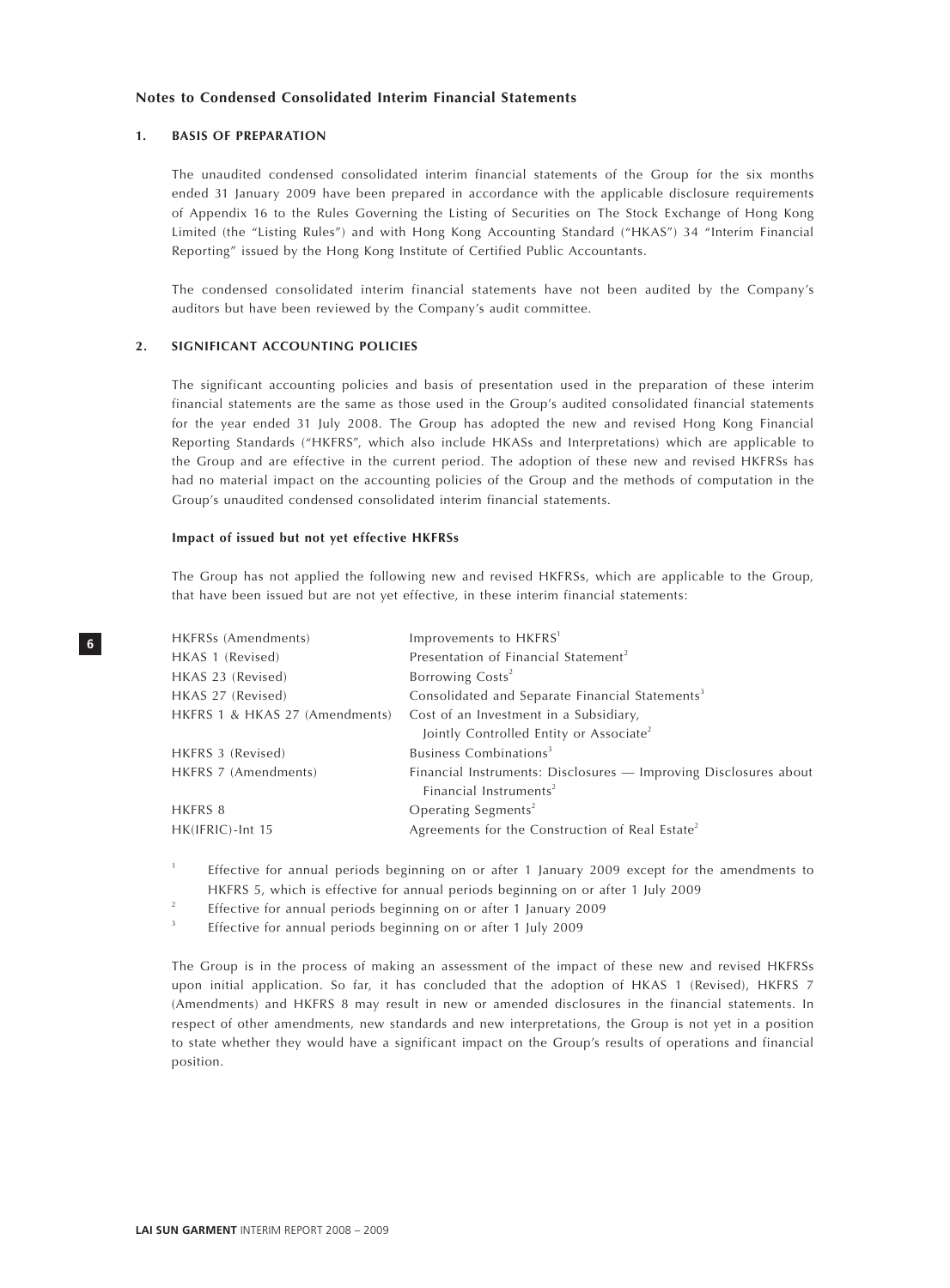## Notes to Condensed Consolidated Interim Financial Statements

### 1. BASIS OF PREPARATION

The unaudited condensed consolidated interim financial statements of the Group for the six months ended 31 January 2009 have been prepared in accordance with the applicable disclosure requirements of Appendix 16 to the Rules Governing the Listing of Securities on The Stock Exchange of Hong Kong Limited (the "Listing Rules") and with Hong Kong Accounting Standard ("HKAS") 34 "Interim Financial Reporting" issued by the Hong Kong Institute of Certified Public Accountants.

The condensed consolidated interim financial statements have not been audited by the Company's auditors but have been reviewed by the Company's audit committee.

### 2. SIGNIFICANT ACCOUNTING POLICIES

The significant accounting policies and basis of presentation used in the preparation of these interim financial statements are the same as those used in the Group's audited consolidated financial statements for the year ended 31 July 2008. The Group has adopted the new and revised Hong Kong Financial Reporting Standards ("HKFRS", which also include HKASs and Interpretations) which are applicable to the Group and are effective in the current period. The adoption of these new and revised HKFRSs has had no material impact on the accounting policies of the Group and the methods of computation in the Group's unaudited condensed consolidated interim financial statements.

**Impact of issued but not yet effective HKFRSs**

The Group has not applied the following new and revised HKFRSs, which are applicable to the Group, that have been issued but are not yet effective, in these interim financial statements:

| | |
|---|---|
| HKFRSs (Amendments) | Improvements to HKFRS[1] |
| HKAS 1 (Revised) | Presentation of Financial Statement[2] |
| HKAS 23 (Revised) | Borrowing Costs[2] |
| HKAS 27 (Revised) | Consolidated and Separate Financial Statements[3] |
| HKFRS 1 & HKAS 27 (Amendments) | Cost of an Investment in a Subsidiary, Jointly Controlled Entity or Associate[2] |
| HKFRS 3 (Revised) | Business Combinations[3] |
| HKFRS 7 (Amendments) | Financial Instruments: Disclosures — Improving Disclosures about Financial Instruments[2] |
| HKFRS 8 | Operating Segments[2] |
| HK(IFRIC)-Int 15 | Agreements for the Construction of Real Estate[2] |

[1] Effective for annual periods beginning on or after 1 January 2009 except for the amendments to HKFRS 5, which is effective for annual periods beginning on or after 1 July 2009

[2] Effective for annual periods beginning on or after 1 January 2009

[3] Effective for annual periods beginning on or after 1 July 2009

The Group is in the process of making an assessment of the impact of these new and revised HKFRSs upon initial application. So far, it has concluded that the adoption of HKAS 1 (Revised), HKFRS 7 (Amendments) and HKFRS 8 may result in new or amended disclosures in the financial statements. In respect of other amendments, new standards and new interpretations, the Group is not yet in a position to state whether they would have a significant impact on the Group's results of operations and financial position.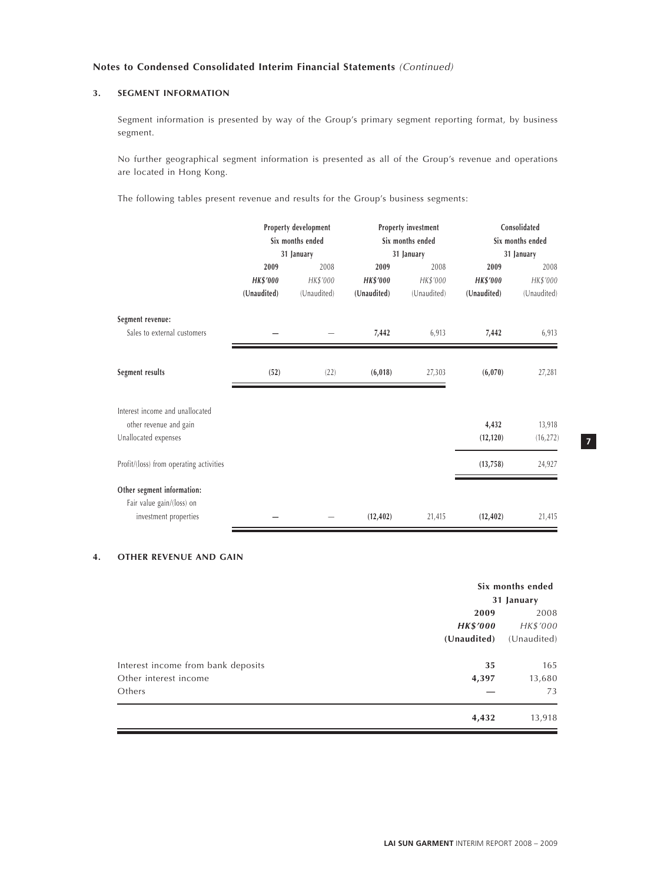**Notes to Condensed Consolidated Interim Financial Statements** *(Continued)*

## 3. SEGMENT INFORMATION

Segment information is presented by way of the Group's primary segment reporting format, by business segment.

No further geographical segment information is presented as all of the Group's revenue and operations are located in Hong Kong.

The following tables present revenue and results for the Group's business segments:

| | Property development Six months ended 31 January | | Property investment Six months ended 31 January | | Consolidated Six months ended 31 January | |
|---|---|---|---|---|---|---|
| | **2009** | 2008 | **2009** | 2008 | **2009** | 2008 |
| | ***HK$'000*** | *HK$'000* | ***HK$'000*** | *HK$'000* | ***HK$'000*** | *HK$'000* |
| | **(Unaudited)** | (Unaudited) | **(Unaudited)** | (Unaudited) | **(Unaudited)** | (Unaudited) |
| **Segment revenue:** | | | | | | |
| Sales to external customers | **—** | — | **7,442** | 6,913 | **7,442** | 6,913 |
| **Segment results** | **(52)** | (22) | **(6,018)** | 27,303 | **(6,070)** | 27,281 |
| Interest income and unallocated other revenue and gain | | | | | **4,432** | 13,918 |
| Unallocated expenses | | | | | **(12,120)** | (16,272) |
| Profit/(loss) from operating activities | | | | | **(13,758)** | 24,927 |
| **Other segment information:** | | | | | | |
| Fair value gain/(loss) on investment properties | **—** | — | **(12,402)** | 21,415 | **(12,402)** | 21,415 |

## 4. OTHER REVENUE AND GAIN

| | Six months ended 31 January | |
|---|---|---|
| | **2009** | 2008 |
| | ***HK$'000*** | *HK$'000* |
| | **(Unaudited)** | (Unaudited) |
| Interest income from bank deposits | **35** | 165 |
| Other interest income | **4,397** | 13,680 |
| Others | **—** | 73 |
| | **4,432** | 13,918 |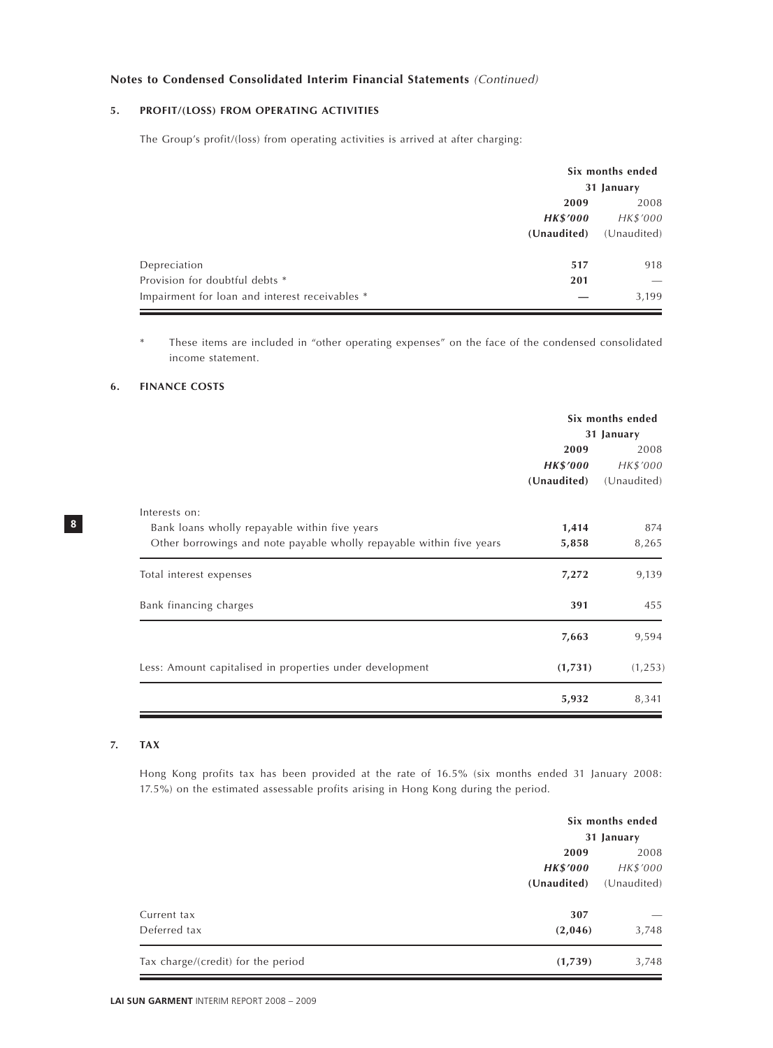## Notes to Condensed Consolidated Interim Financial Statements *(Continued)*

### 5. PROFIT/(LOSS) FROM OPERATING ACTIVITIES

The Group's profit/(loss) from operating activities is arrived at after charging:

| | Six months ended 31 January | |
|---|---|---|
| | **2009** | 2008 |
| | ***HK$'000*** | *HK$'000* |
| | **(Unaudited)** | (Unaudited) |
| Depreciation | **517** | 918 |
| Provision for doubtful debts * | **201** | — |
| Impairment for loan and interest receivables * | **—** | 3,199 |

\* These items are included in "other operating expenses" on the face of the condensed consolidated income statement.

### 6. FINANCE COSTS

| | Six months ended 31 January | |
|---|---|---|
| | **2009** | 2008 |
| | ***HK$'000*** | *HK$'000* |
| | **(Unaudited)** | (Unaudited) |
| Interests on: | | |
| Bank loans wholly repayable within five years | **1,414** | 874 |
| Other borrowings and note payable wholly repayable within five years | **5,858** | 8,265 |
| Total interest expenses | **7,272** | 9,139 |
| Bank financing charges | **391** | 455 |
| | **7,663** | 9,594 |
| Less: Amount capitalised in properties under development | **(1,731)** | (1,253) |
| | **5,932** | 8,341 |

### 7. TAX

Hong Kong profits tax has been provided at the rate of 16.5% (six months ended 31 January 2008: 17.5%) on the estimated assessable profits arising in Hong Kong during the period.

| | Six months ended 31 January | |
|---|---|---|
| | **2009** | 2008 |
| | ***HK$'000*** | *HK$'000* |
| | **(Unaudited)** | (Unaudited) |
| Current tax | **307** | — |
| Deferred tax | **(2,046)** | 3,748 |
| Tax charge/(credit) for the period | **(1,739)** | 3,748 |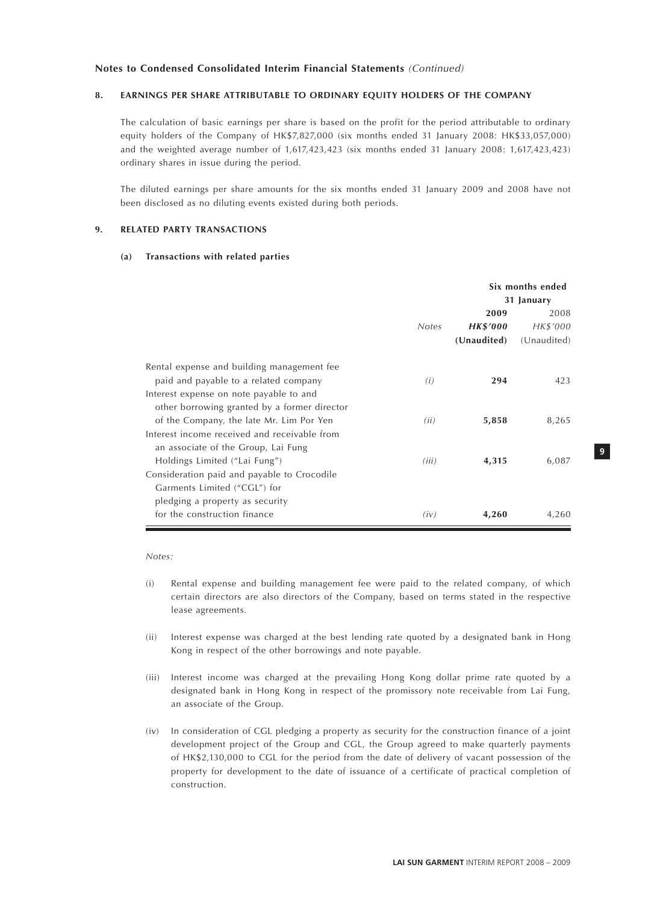**Notes to Condensed Consolidated Interim Financial Statements** *(Continued)*

## 8. EARNINGS PER SHARE ATTRIBUTABLE TO ORDINARY EQUITY HOLDERS OF THE COMPANY

The calculation of basic earnings per share is based on the profit for the period attributable to ordinary equity holders of the Company of HK$7,827,000 (six months ended 31 January 2008: HK$33,057,000) and the weighted average number of 1,617,423,423 (six months ended 31 January 2008: 1,617,423,423) ordinary shares in issue during the period.

The diluted earnings per share amounts for the six months ended 31 January 2009 and 2008 have not been disclosed as no diluting events existed during both periods.

## 9. RELATED PARTY TRANSACTIONS

### (a) Transactions with related parties

| | | Six months ended 31 January | |
|---|---|---|---|
| | | **2009** | 2008 |
| | *Notes* | ***HK$'000*** | *HK$'000* |
| | | **(Unaudited)** | (Unaudited) |
| Rental expense and building management fee paid and payable to a related company | *(i)* | **294** | 423 |
| Interest expense on note payable to and other borrowing granted by a former director of the Company, the late Mr. Lim Por Yen | *(ii)* | **5,858** | 8,265 |
| Interest income received and receivable from an associate of the Group, Lai Fung Holdings Limited ("Lai Fung") | *(iii)* | **4,315** | 6,087 |
| Consideration paid and payable to Crocodile Garments Limited ("CGL") for pledging a property as security for the construction finance | *(iv)* | **4,260** | 4,260 |

*Notes:*

(i) Rental expense and building management fee were paid to the related company, of which certain directors are also directors of the Company, based on terms stated in the respective lease agreements.

(ii) Interest expense was charged at the best lending rate quoted by a designated bank in Hong Kong in respect of the other borrowings and note payable.

(iii) Interest income was charged at the prevailing Hong Kong dollar prime rate quoted by a designated bank in Hong Kong in respect of the promissory note receivable from Lai Fung, an associate of the Group.

(iv) In consideration of CGL pledging a property as security for the construction finance of a joint development project of the Group and CGL, the Group agreed to make quarterly payments of HK$2,130,000 to CGL for the period from the date of delivery of vacant possession of the property for development to the date of issuance of a certificate of practical completion of construction.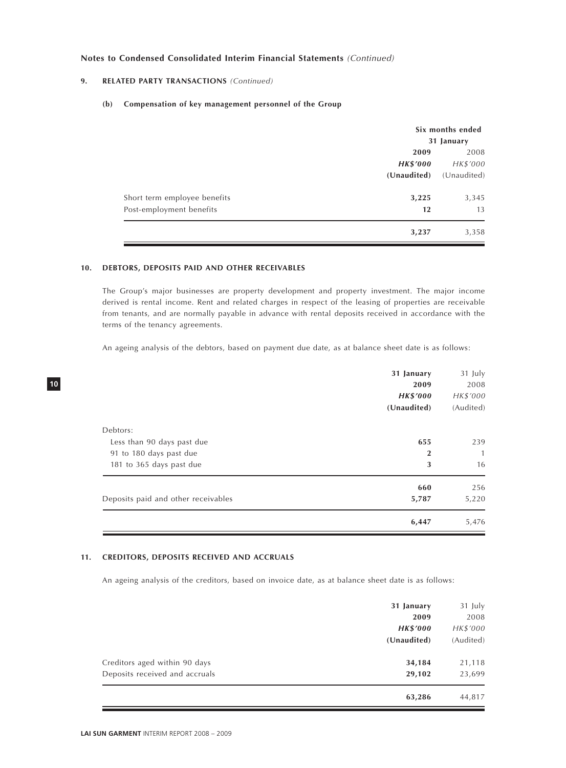## Notes to Condensed Consolidated Interim Financial Statements *(Continued)*

### 9. RELATED PARTY TRANSACTIONS *(Continued)*

#### (b) Compensation of key management personnel of the Group

| | Six months ended 31 January | |
|---|---|---|
| | **2009** | 2008 |
| | ***HK$'000*** | *HK$'000* |
| | **(Unaudited)** | (Unaudited) |
| Short term employee benefits | **3,225** | 3,345 |
| Post-employment benefits | **12** | 13 |
| | **3,237** | 3,358 |

### 10. DEBTORS, DEPOSITS PAID AND OTHER RECEIVABLES

The Group's major businesses are property development and property investment. The major income derived is rental income. Rent and related charges in respect of the leasing of properties are receivable from tenants, and are normally payable in advance with rental deposits received in accordance with the terms of the tenancy agreements.

An ageing analysis of the debtors, based on payment due date, as at balance sheet date is as follows:

| | **31 January 2009** | 31 July 2008 |
|---|---|---|
| | ***HK$'000*** | *HK$'000* |
| | **(Unaudited)** | (Audited) |
| Debtors: | | |
| Less than 90 days past due | **655** | 239 |
| 91 to 180 days past due | **2** | 1 |
| 181 to 365 days past due | **3** | 16 |
| | **660** | 256 |
| Deposits paid and other receivables | **5,787** | 5,220 |
| | **6,447** | 5,476 |

### 11. CREDITORS, DEPOSITS RECEIVED AND ACCRUALS

An ageing analysis of the creditors, based on invoice date, as at balance sheet date is as follows:

| | **31 January 2009** | 31 July 2008 |
|---|---|---|
| | ***HK$'000*** | *HK$'000* |
| | **(Unaudited)** | (Audited) |
| Creditors aged within 90 days | **34,184** | 21,118 |
| Deposits received and accruals | **29,102** | 23,699 |
| | **63,286** | 44,817 |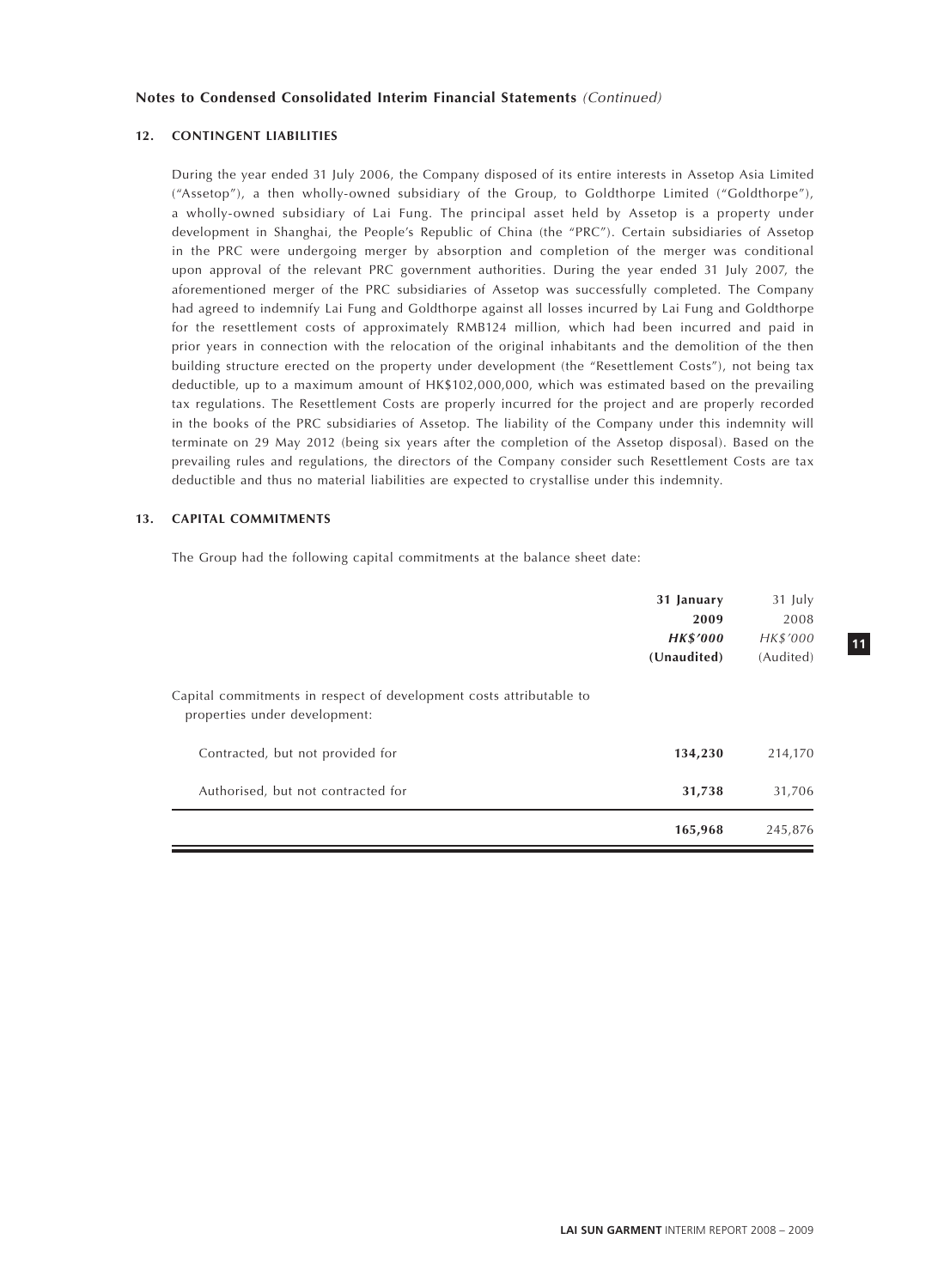**Notes to Condensed Consolidated Interim Financial Statements** *(Continued)*

## 12. CONTINGENT LIABILITIES

During the year ended 31 July 2006, the Company disposed of its entire interests in Assetop Asia Limited ("Assetop"), a then wholly-owned subsidiary of the Group, to Goldthorpe Limited ("Goldthorpe"), a wholly-owned subsidiary of Lai Fung. The principal asset held by Assetop is a property under development in Shanghai, the People's Republic of China (the "PRC"). Certain subsidiaries of Assetop in the PRC were undergoing merger by absorption and completion of the merger was conditional upon approval of the relevant PRC government authorities. During the year ended 31 July 2007, the aforementioned merger of the PRC subsidiaries of Assetop was successfully completed. The Company had agreed to indemnify Lai Fung and Goldthorpe against all losses incurred by Lai Fung and Goldthorpe for the resettlement costs of approximately RMB124 million, which had been incurred and paid in prior years in connection with the relocation of the original inhabitants and the demolition of the then building structure erected on the property under development (the "Resettlement Costs"), not being tax deductible, up to a maximum amount of HK$102,000,000, which was estimated based on the prevailing tax regulations. The Resettlement Costs are properly incurred for the project and are properly recorded in the books of the PRC subsidiaries of Assetop. The liability of the Company under this indemnity will terminate on 29 May 2012 (being six years after the completion of the Assetop disposal). Based on the prevailing rules and regulations, the directors of the Company consider such Resettlement Costs are tax deductible and thus no material liabilities are expected to crystallise under this indemnity.

## 13. CAPITAL COMMITMENTS

The Group had the following capital commitments at the balance sheet date:

| | **31 January 2009** | 31 July 2008 |
|---|---|---|
| | ***HK$'000*** | *HK$'000* |
| | **(Unaudited)** | (Audited) |
| Capital commitments in respect of development costs attributable to properties under development: | | |
| Contracted, but not provided for | **134,230** | 214,170 |
| Authorised, but not contracted for | **31,738** | 31,706 |
| | **165,968** | 245,876 |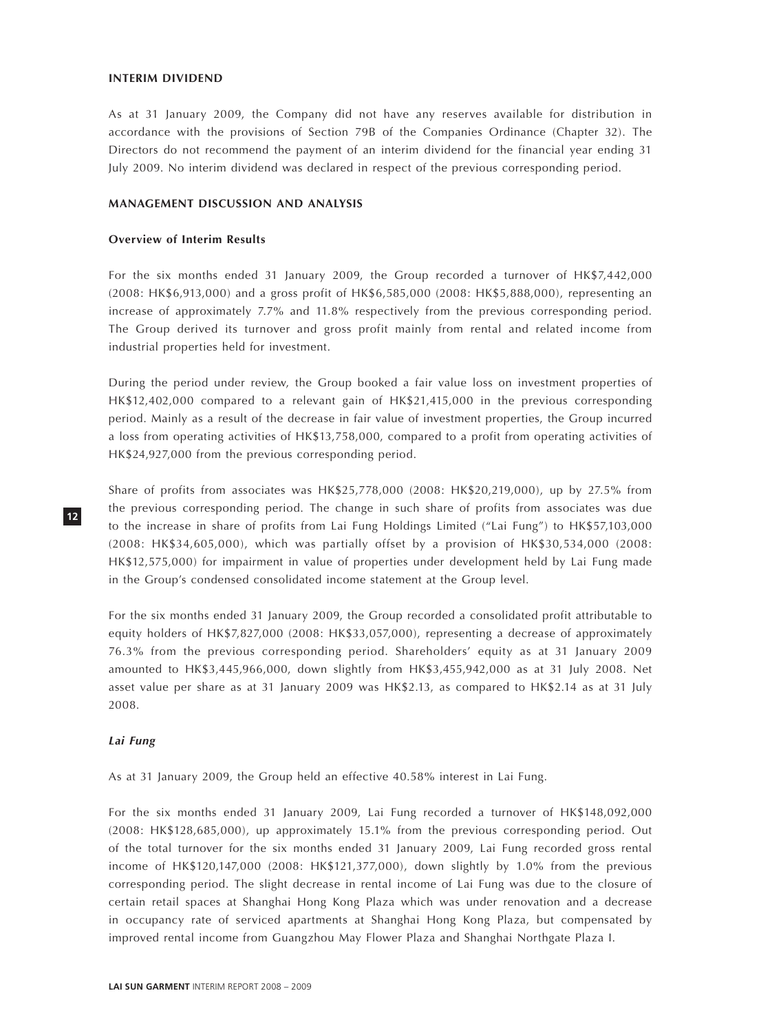## INTERIM DIVIDEND

As at 31 January 2009, the Company did not have any reserves available for distribution in accordance with the provisions of Section 79B of the Companies Ordinance (Chapter 32). The Directors do not recommend the payment of an interim dividend for the financial year ending 31 July 2009. No interim dividend was declared in respect of the previous corresponding period.

## MANAGEMENT DISCUSSION AND ANALYSIS

### Overview of Interim Results

For the six months ended 31 January 2009, the Group recorded a turnover of HK$7,442,000 (2008: HK$6,913,000) and a gross profit of HK$6,585,000 (2008: HK$5,888,000), representing an increase of approximately 7.7% and 11.8% respectively from the previous corresponding period. The Group derived its turnover and gross profit mainly from rental and related income from industrial properties held for investment.

During the period under review, the Group booked a fair value loss on investment properties of HK$12,402,000 compared to a relevant gain of HK$21,415,000 in the previous corresponding period. Mainly as a result of the decrease in fair value of investment properties, the Group incurred a loss from operating activities of HK$13,758,000, compared to a profit from operating activities of HK$24,927,000 from the previous corresponding period.

Share of profits from associates was HK$25,778,000 (2008: HK$20,219,000), up by 27.5% from the previous corresponding period. The change in such share of profits from associates was due to the increase in share of profits from Lai Fung Holdings Limited ("Lai Fung") to HK$57,103,000 (2008: HK$34,605,000), which was partially offset by a provision of HK$30,534,000 (2008: HK$12,575,000) for impairment in value of properties under development held by Lai Fung made in the Group's condensed consolidated income statement at the Group level.

For the six months ended 31 January 2009, the Group recorded a consolidated profit attributable to equity holders of HK$7,827,000 (2008: HK$33,057,000), representing a decrease of approximately 76.3% from the previous corresponding period. Shareholders' equity as at 31 January 2009 amounted to HK$3,445,966,000, down slightly from HK$3,455,942,000 as at 31 July 2008. Net asset value per share as at 31 January 2009 was HK$2.13, as compared to HK$2.14 as at 31 July 2008.

#### *Lai Fung*

As at 31 January 2009, the Group held an effective 40.58% interest in Lai Fung.

For the six months ended 31 January 2009, Lai Fung recorded a turnover of HK$148,092,000 (2008: HK$128,685,000), up approximately 15.1% from the previous corresponding period. Out of the total turnover for the six months ended 31 January 2009, Lai Fung recorded gross rental income of HK$120,147,000 (2008: HK$121,377,000), down slightly by 1.0% from the previous corresponding period. The slight decrease in rental income of Lai Fung was due to the closure of certain retail spaces at Shanghai Hong Kong Plaza which was under renovation and a decrease in occupancy rate of serviced apartments at Shanghai Hong Kong Plaza, but compensated by improved rental income from Guangzhou May Flower Plaza and Shanghai Northgate Plaza I.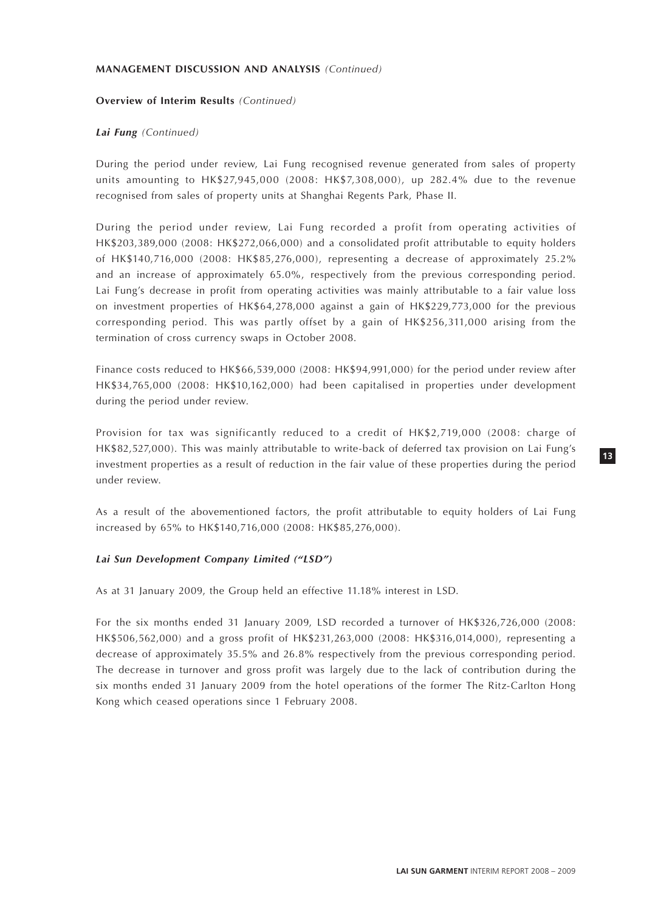**MANAGEMENT DISCUSSION AND ANALYSIS** *(Continued)*

**Overview of Interim Results** *(Continued)*

***Lai Fung*** *(Continued)*

During the period under review, Lai Fung recognised revenue generated from sales of property units amounting to HK$27,945,000 (2008: HK$7,308,000), up 282.4% due to the revenue recognised from sales of property units at Shanghai Regents Park, Phase II.

During the period under review, Lai Fung recorded a profit from operating activities of HK$203,389,000 (2008: HK$272,066,000) and a consolidated profit attributable to equity holders of HK$140,716,000 (2008: HK$85,276,000), representing a decrease of approximately 25.2% and an increase of approximately 65.0%, respectively from the previous corresponding period. Lai Fung's decrease in profit from operating activities was mainly attributable to a fair value loss on investment properties of HK$64,278,000 against a gain of HK$229,773,000 for the previous corresponding period. This was partly offset by a gain of HK$256,311,000 arising from the termination of cross currency swaps in October 2008.

Finance costs reduced to HK$66,539,000 (2008: HK$94,991,000) for the period under review after HK$34,765,000 (2008: HK$10,162,000) had been capitalised in properties under development during the period under review.

Provision for tax was significantly reduced to a credit of HK$2,719,000 (2008: charge of HK$82,527,000). This was mainly attributable to write-back of deferred tax provision on Lai Fung's investment properties as a result of reduction in the fair value of these properties during the period under review.

As a result of the abovementioned factors, the profit attributable to equity holders of Lai Fung increased by 65% to HK$140,716,000 (2008: HK$85,276,000).

***Lai Sun Development Company Limited ("LSD")***

As at 31 January 2009, the Group held an effective 11.18% interest in LSD.

For the six months ended 31 January 2009, LSD recorded a turnover of HK$326,726,000 (2008: HK$506,562,000) and a gross profit of HK$231,263,000 (2008: HK$316,014,000), representing a decrease of approximately 35.5% and 26.8% respectively from the previous corresponding period. The decrease in turnover and gross profit was largely due to the lack of contribution during the six months ended 31 January 2009 from the hotel operations of the former The Ritz-Carlton Hong Kong which ceased operations since 1 February 2008.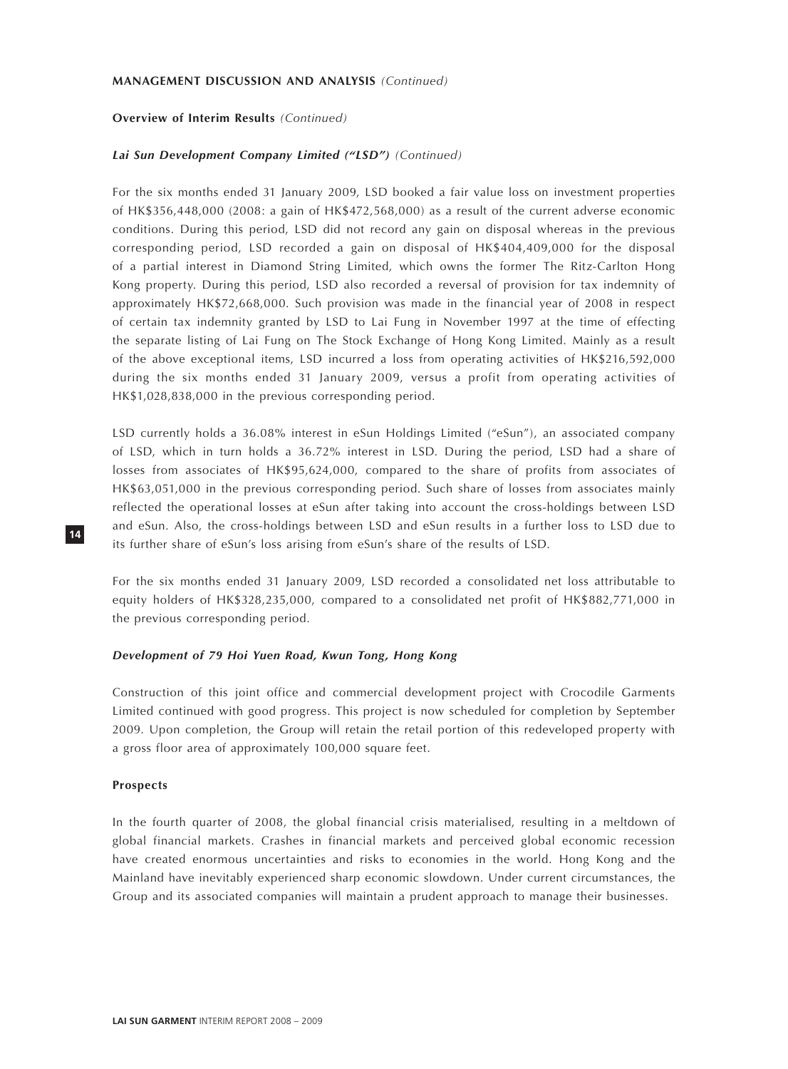**MANAGEMENT DISCUSSION AND ANALYSIS** *(Continued)*

**Overview of Interim Results** *(Continued)*

***Lai Sun Development Company Limited ("LSD")*** *(Continued)*

For the six months ended 31 January 2009, LSD booked a fair value loss on investment properties of HK$356,448,000 (2008: a gain of HK$472,568,000) as a result of the current adverse economic conditions. During this period, LSD did not record any gain on disposal whereas in the previous corresponding period, LSD recorded a gain on disposal of HK$404,409,000 for the disposal of a partial interest in Diamond String Limited, which owns the former The Ritz-Carlton Hong Kong property. During this period, LSD also recorded a reversal of provision for tax indemnity of approximately HK$72,668,000. Such provision was made in the financial year of 2008 in respect of certain tax indemnity granted by LSD to Lai Fung in November 1997 at the time of effecting the separate listing of Lai Fung on The Stock Exchange of Hong Kong Limited. Mainly as a result of the above exceptional items, LSD incurred a loss from operating activities of HK$216,592,000 during the six months ended 31 January 2009, versus a profit from operating activities of HK$1,028,838,000 in the previous corresponding period.

LSD currently holds a 36.08% interest in eSun Holdings Limited ("eSun"), an associated company of LSD, which in turn holds a 36.72% interest in LSD. During the period, LSD had a share of losses from associates of HK$95,624,000, compared to the share of profits from associates of HK$63,051,000 in the previous corresponding period. Such share of losses from associates mainly reflected the operational losses at eSun after taking into account the cross-holdings between LSD and eSun. Also, the cross-holdings between LSD and eSun results in a further loss to LSD due to its further share of eSun's loss arising from eSun's share of the results of LSD.

For the six months ended 31 January 2009, LSD recorded a consolidated net loss attributable to equity holders of HK$328,235,000, compared to a consolidated net profit of HK$882,771,000 in the previous corresponding period.

***Development of 79 Hoi Yuen Road, Kwun Tong, Hong Kong***

Construction of this joint office and commercial development project with Crocodile Garments Limited continued with good progress. This project is now scheduled for completion by September 2009. Upon completion, the Group will retain the retail portion of this redeveloped property with a gross floor area of approximately 100,000 square feet.

**Prospects**

In the fourth quarter of 2008, the global financial crisis materialised, resulting in a meltdown of global financial markets. Crashes in financial markets and perceived global economic recession have created enormous uncertainties and risks to economies in the world. Hong Kong and the Mainland have inevitably experienced sharp economic slowdown. Under current circumstances, the Group and its associated companies will maintain a prudent approach to manage their businesses.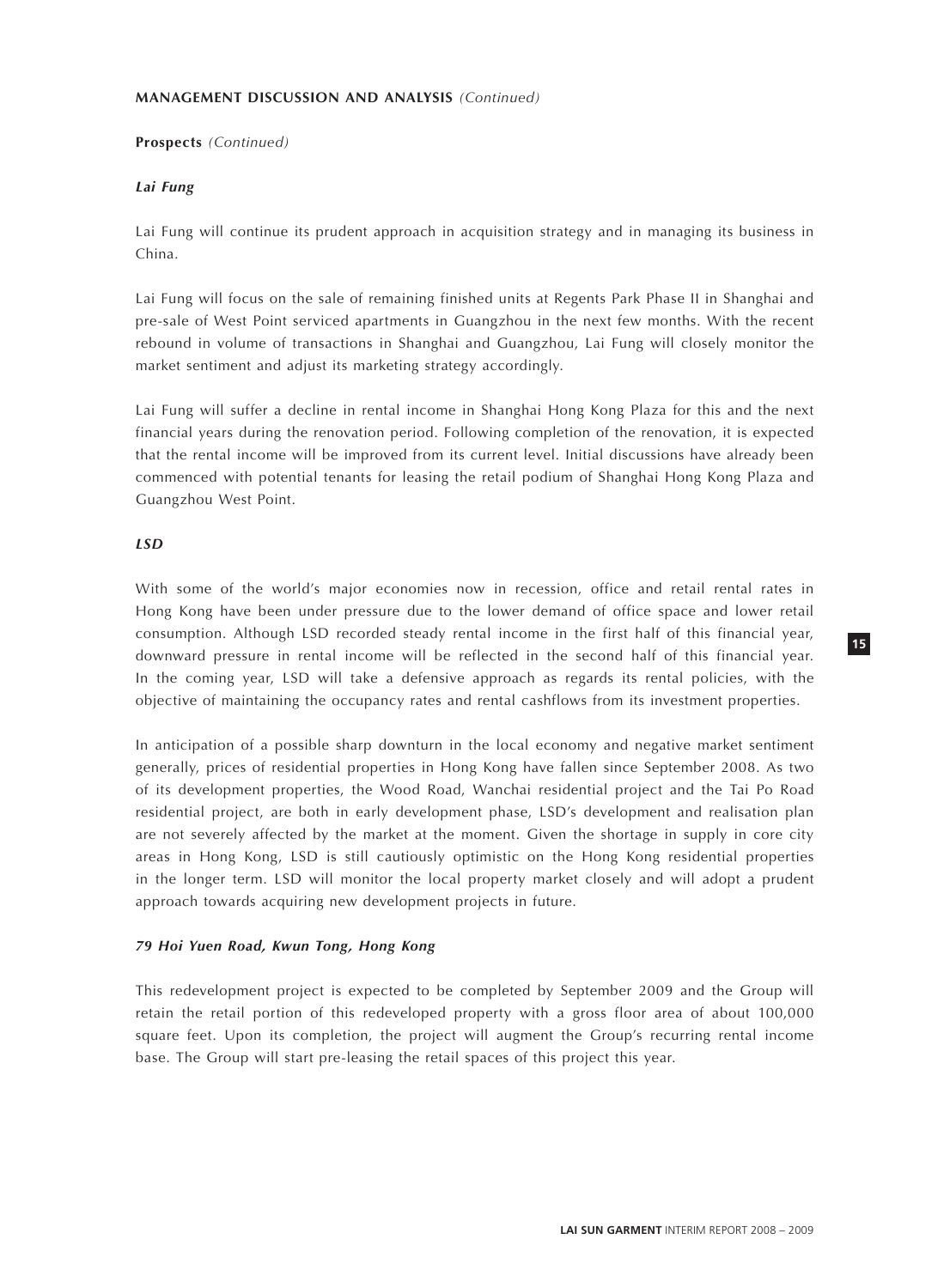**MANAGEMENT DISCUSSION AND ANALYSIS** *(Continued)*

**Prospects** *(Continued)*

***Lai Fung***

Lai Fung will continue its prudent approach in acquisition strategy and in managing its business in China.

Lai Fung will focus on the sale of remaining finished units at Regents Park Phase II in Shanghai and pre-sale of West Point serviced apartments in Guangzhou in the next few months. With the recent rebound in volume of transactions in Shanghai and Guangzhou, Lai Fung will closely monitor the market sentiment and adjust its marketing strategy accordingly.

Lai Fung will suffer a decline in rental income in Shanghai Hong Kong Plaza for this and the next financial years during the renovation period. Following completion of the renovation, it is expected that the rental income will be improved from its current level. Initial discussions have already been commenced with potential tenants for leasing the retail podium of Shanghai Hong Kong Plaza and Guangzhou West Point.

***LSD***

With some of the world's major economies now in recession, office and retail rental rates in Hong Kong have been under pressure due to the lower demand of office space and lower retail consumption. Although LSD recorded steady rental income in the first half of this financial year, downward pressure in rental income will be reflected in the second half of this financial year. In the coming year, LSD will take a defensive approach as regards its rental policies, with the objective of maintaining the occupancy rates and rental cashflows from its investment properties.

In anticipation of a possible sharp downturn in the local economy and negative market sentiment generally, prices of residential properties in Hong Kong have fallen since September 2008. As two of its development properties, the Wood Road, Wanchai residential project and the Tai Po Road residential project, are both in early development phase, LSD's development and realisation plan are not severely affected by the market at the moment. Given the shortage in supply in core city areas in Hong Kong, LSD is still cautiously optimistic on the Hong Kong residential properties in the longer term. LSD will monitor the local property market closely and will adopt a prudent approach towards acquiring new development projects in future.

***79 Hoi Yuen Road, Kwun Tong, Hong Kong***

This redevelopment project is expected to be completed by September 2009 and the Group will retain the retail portion of this redeveloped property with a gross floor area of about 100,000 square feet. Upon its completion, the project will augment the Group's recurring rental income base. The Group will start pre-leasing the retail spaces of this project this year.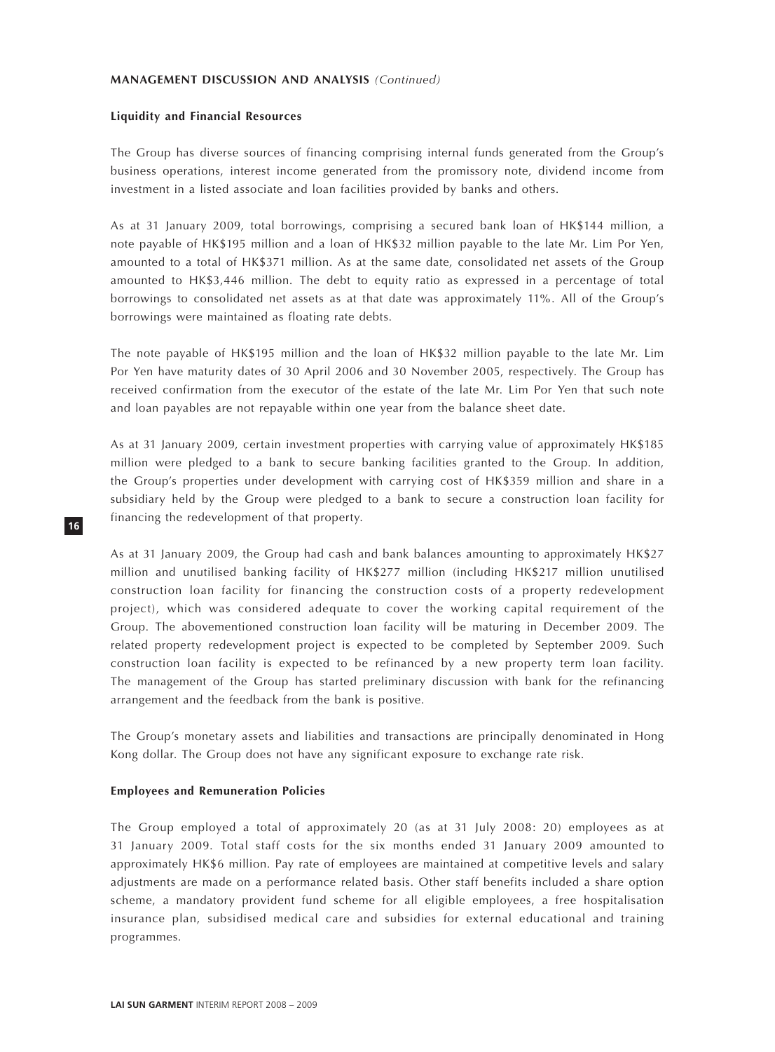## MANAGEMENT DISCUSSION AND ANALYSIS *(Continued)*

### Liquidity and Financial Resources

The Group has diverse sources of financing comprising internal funds generated from the Group's business operations, interest income generated from the promissory note, dividend income from investment in a listed associate and loan facilities provided by banks and others.

As at 31 January 2009, total borrowings, comprising a secured bank loan of HK$144 million, a note payable of HK$195 million and a loan of HK$32 million payable to the late Mr. Lim Por Yen, amounted to a total of HK$371 million. As at the same date, consolidated net assets of the Group amounted to HK$3,446 million. The debt to equity ratio as expressed in a percentage of total borrowings to consolidated net assets as at that date was approximately 11%. All of the Group's borrowings were maintained as floating rate debts.

The note payable of HK$195 million and the loan of HK$32 million payable to the late Mr. Lim Por Yen have maturity dates of 30 April 2006 and 30 November 2005, respectively. The Group has received confirmation from the executor of the estate of the late Mr. Lim Por Yen that such note and loan payables are not repayable within one year from the balance sheet date.

As at 31 January 2009, certain investment properties with carrying value of approximately HK$185 million were pledged to a bank to secure banking facilities granted to the Group. In addition, the Group's properties under development with carrying cost of HK$359 million and share in a subsidiary held by the Group were pledged to a bank to secure a construction loan facility for financing the redevelopment of that property.

As at 31 January 2009, the Group had cash and bank balances amounting to approximately HK$27 million and unutilised banking facility of HK$277 million (including HK$217 million unutilised construction loan facility for financing the construction costs of a property redevelopment project), which was considered adequate to cover the working capital requirement of the Group. The abovementioned construction loan facility will be maturing in December 2009. The related property redevelopment project is expected to be completed by September 2009. Such construction loan facility is expected to be refinanced by a new property term loan facility. The management of the Group has started preliminary discussion with bank for the refinancing arrangement and the feedback from the bank is positive.

The Group's monetary assets and liabilities and transactions are principally denominated in Hong Kong dollar. The Group does not have any significant exposure to exchange rate risk.

### Employees and Remuneration Policies

The Group employed a total of approximately 20 (as at 31 July 2008: 20) employees as at 31 January 2009. Total staff costs for the six months ended 31 January 2009 amounted to approximately HK$6 million. Pay rate of employees are maintained at competitive levels and salary adjustments are made on a performance related basis. Other staff benefits included a share option scheme, a mandatory provident fund scheme for all eligible employees, a free hospitalisation insurance plan, subsidised medical care and subsidies for external educational and training programmes.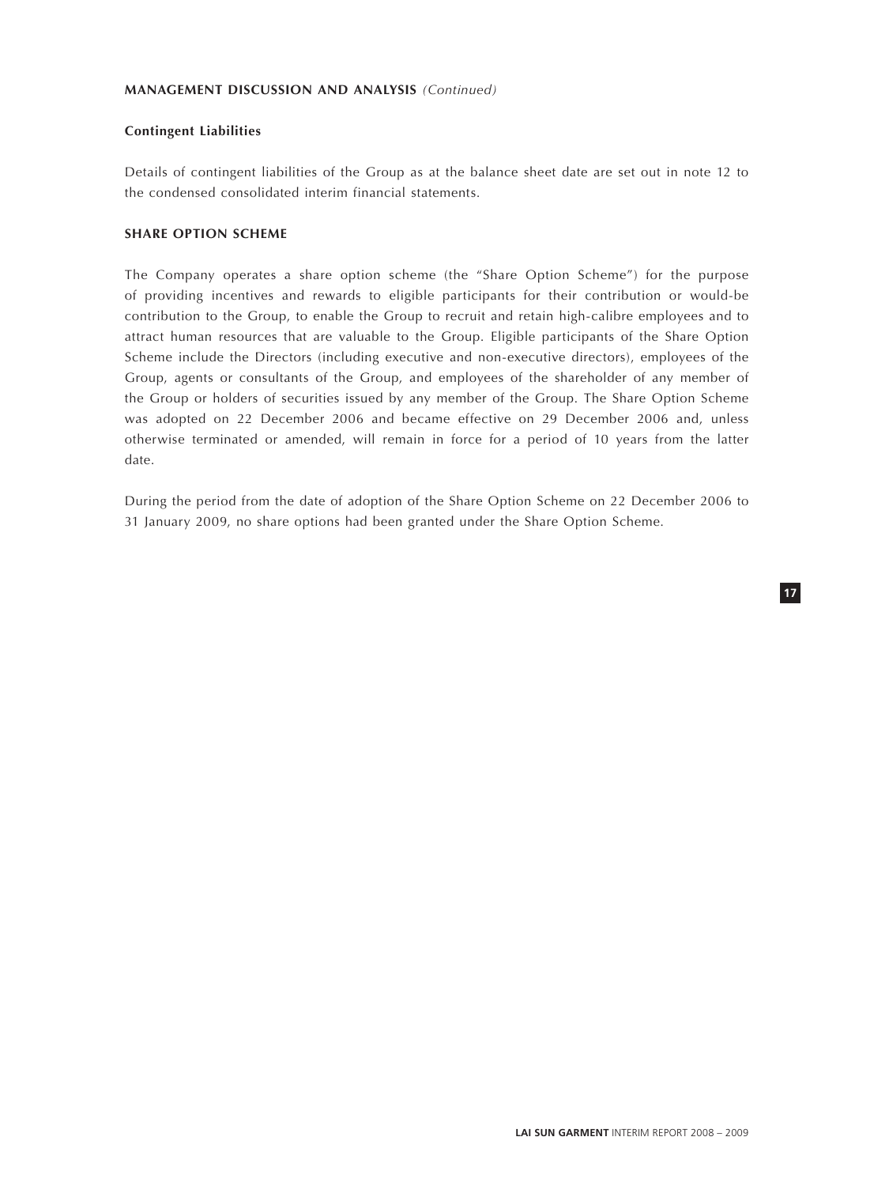## MANAGEMENT DISCUSSION AND ANALYSIS *(Continued)*

### Contingent Liabilities

Details of contingent liabilities of the Group as at the balance sheet date are set out in note 12 to the condensed consolidated interim financial statements.

## SHARE OPTION SCHEME

The Company operates a share option scheme (the "Share Option Scheme") for the purpose of providing incentives and rewards to eligible participants for their contribution or would-be contribution to the Group, to enable the Group to recruit and retain high-calibre employees and to attract human resources that are valuable to the Group. Eligible participants of the Share Option Scheme include the Directors (including executive and non-executive directors), employees of the Group, agents or consultants of the Group, and employees of the shareholder of any member of the Group or holders of securities issued by any member of the Group. The Share Option Scheme was adopted on 22 December 2006 and became effective on 29 December 2006 and, unless otherwise terminated or amended, will remain in force for a period of 10 years from the latter date.

During the period from the date of adoption of the Share Option Scheme on 22 December 2006 to 31 January 2009, no share options had been granted under the Share Option Scheme.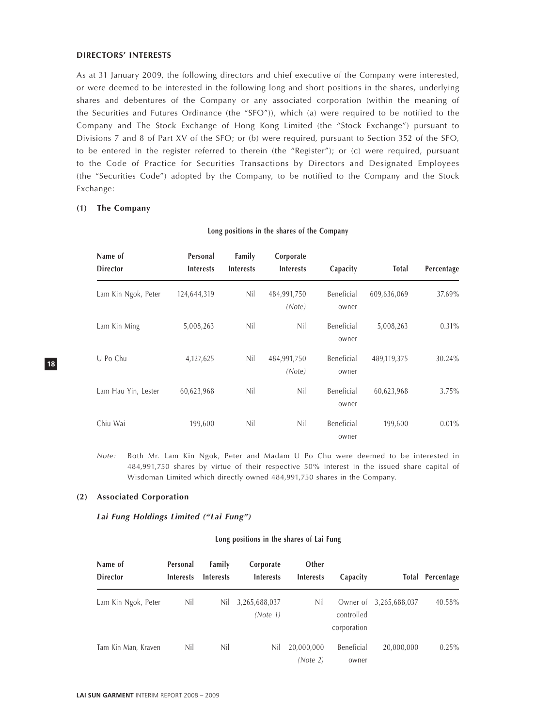**DIRECTORS' INTERESTS**

As at 31 January 2009, the following directors and chief executive of the Company were interested, or were deemed to be interested in the following long and short positions in the shares, underlying shares and debentures of the Company or any associated corporation (within the meaning of the Securities and Futures Ordinance (the "SFO")), which (a) were required to be notified to the Company and The Stock Exchange of Hong Kong Limited (the "Stock Exchange") pursuant to Divisions 7 and 8 of Part XV of the SFO; or (b) were required, pursuant to Section 352 of the SFO, to be entered in the register referred to therein (the "Register"); or (c) were required, pursuant to the Code of Practice for Securities Transactions by Directors and Designated Employees (the "Securities Code") adopted by the Company, to be notified to the Company and the Stock Exchange:

**(1) The Company**

**Long positions in the shares of the Company**

| Name of Director | Personal Interests | Family Interests | Corporate Interests | Capacity | Total | Percentage |
|---|---|---|---|---|---|---|
| Lam Kin Ngok, Peter | 124,644,319 | Nil | 484,991,750 *(Note)* | Beneficial owner | 609,636,069 | 37.69% |
| Lam Kin Ming | 5,008,263 | Nil | Nil | Beneficial owner | 5,008,263 | 0.31% |
| U Po Chu | 4,127,625 | Nil | 484,991,750 *(Note)* | Beneficial owner | 489,119,375 | 30.24% |
| Lam Hau Yin, Lester | 60,623,968 | Nil | Nil | Beneficial owner | 60,623,968 | 3.75% |
| Chiu Wai | 199,600 | Nil | Nil | Beneficial owner | 199,600 | 0.01% |

*Note:* Both Mr. Lam Kin Ngok, Peter and Madam U Po Chu were deemed to be interested in 484,991,750 shares by virtue of their respective 50% interest in the issued share capital of Wisdoman Limited which directly owned 484,991,750 shares in the Company.

**(2) Associated Corporation**

***Lai Fung Holdings Limited ("Lai Fung")***

**Long positions in the shares of Lai Fung**

| Name of Director | Personal Interests | Family Interests | Corporate Interests | Other Interests | Capacity | Total | Percentage |
|---|---|---|---|---|---|---|---|
| Lam Kin Ngok, Peter | Nil | Nil | 3,265,688,037 *(Note 1)* | Nil | Owner of controlled corporation | 3,265,688,037 | 40.58% |
| Tam Kin Man, Kraven | Nil | Nil | Nil | 20,000,000 *(Note 2)* | Beneficial owner | 20,000,000 | 0.25% |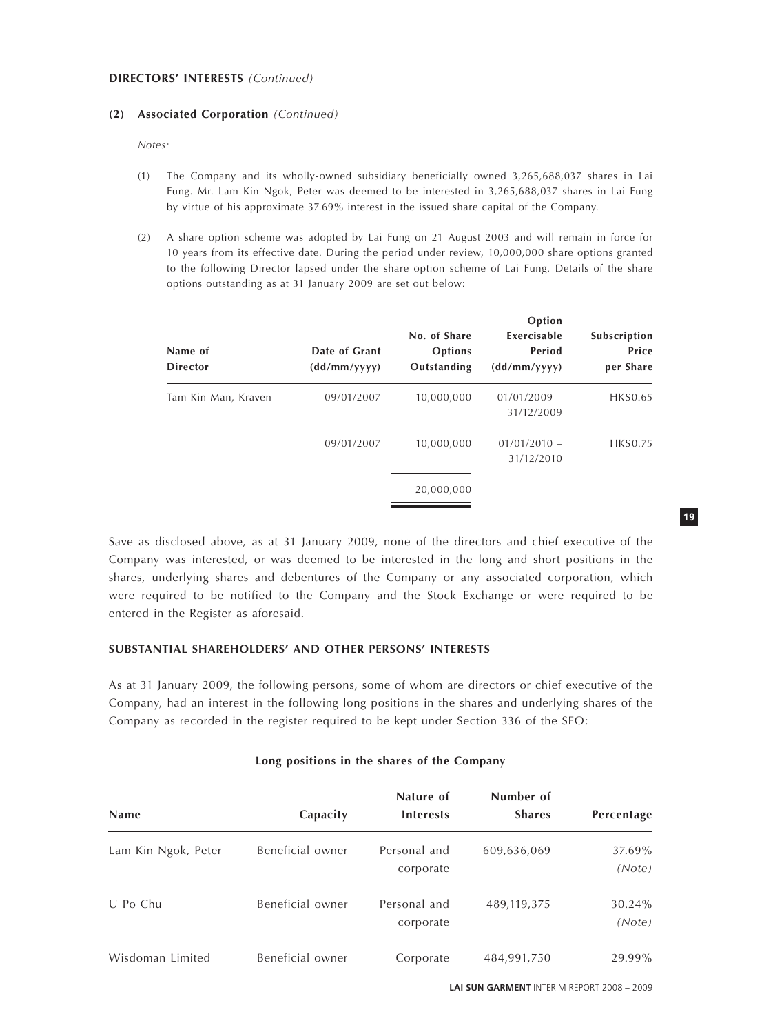**DIRECTORS' INTERESTS** *(Continued)*

**(2) Associated Corporation** *(Continued)*

*Notes:*

(1) The Company and its wholly-owned subsidiary beneficially owned 3,265,688,037 shares in Lai Fung. Mr. Lam Kin Ngok, Peter was deemed to be interested in 3,265,688,037 shares in Lai Fung by virtue of his approximate 37.69% interest in the issued share capital of the Company.

(2) A share option scheme was adopted by Lai Fung on 21 August 2003 and will remain in force for 10 years from its effective date. During the period under review, 10,000,000 share options granted to the following Director lapsed under the share option scheme of Lai Fung. Details of the share options outstanding as at 31 January 2009 are set out below:

| Name of Director | Date of Grant (dd/mm/yyyy) | No. of Share Options Outstanding | Option Exercisable Period (dd/mm/yyyy) | Subscription Price per Share |
|---|---|---|---|---|
| Tam Kin Man, Kraven | 09/01/2007 | 10,000,000 | 01/01/2009 – 31/12/2009 | HK$0.65 |
| | 09/01/2007 | 10,000,000 | 01/01/2010 – 31/12/2010 | HK$0.75 |
| | | 20,000,000 | | |

Save as disclosed above, as at 31 January 2009, none of the directors and chief executive of the Company was interested, or was deemed to be interested in the long and short positions in the shares, underlying shares and debentures of the Company or any associated corporation, which were required to be notified to the Company and the Stock Exchange or were required to be entered in the Register as aforesaid.

## SUBSTANTIAL SHAREHOLDERS' AND OTHER PERSONS' INTERESTS

As at 31 January 2009, the following persons, some of whom are directors or chief executive of the Company, had an interest in the following long positions in the shares and underlying shares of the Company as recorded in the register required to be kept under Section 336 of the SFO:

**Long positions in the shares of the Company**

| Name | Capacity | Nature of Interests | Number of Shares | Percentage |
|---|---|---|---|---|
| Lam Kin Ngok, Peter | Beneficial owner | Personal and corporate | 609,636,069 | 37.69% *(Note)* |
| U Po Chu | Beneficial owner | Personal and corporate | 489,119,375 | 30.24% *(Note)* |
| Wisdoman Limited | Beneficial owner | Corporate | 484,991,750 | 29.99% |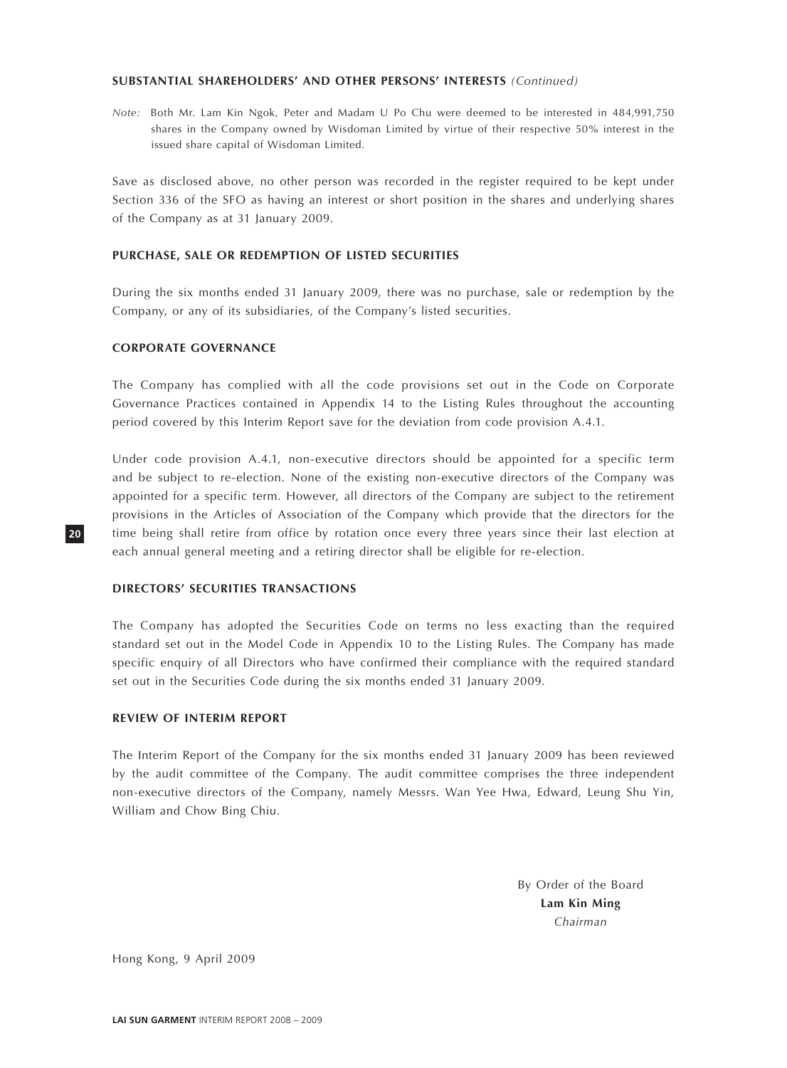## SUBSTANTIAL SHAREHOLDERS' AND OTHER PERSONS' INTERESTS *(Continued)*

*Note:* Both Mr. Lam Kin Ngok, Peter and Madam U Po Chu were deemed to be interested in 484,991,750 shares in the Company owned by Wisdoman Limited by virtue of their respective 50% interest in the issued share capital of Wisdoman Limited.

Save as disclosed above, no other person was recorded in the register required to be kept under Section 336 of the SFO as having an interest or short position in the shares and underlying shares of the Company as at 31 January 2009.

## PURCHASE, SALE OR REDEMPTION OF LISTED SECURITIES

During the six months ended 31 January 2009, there was no purchase, sale or redemption by the Company, or any of its subsidiaries, of the Company's listed securities.

## CORPORATE GOVERNANCE

The Company has complied with all the code provisions set out in the Code on Corporate Governance Practices contained in Appendix 14 to the Listing Rules throughout the accounting period covered by this Interim Report save for the deviation from code provision A.4.1.

Under code provision A.4.1, non-executive directors should be appointed for a specific term and be subject to re-election. None of the existing non-executive directors of the Company was appointed for a specific term. However, all directors of the Company are subject to the retirement provisions in the Articles of Association of the Company which provide that the directors for the time being shall retire from office by rotation once every three years since their last election at each annual general meeting and a retiring director shall be eligible for re-election.

## DIRECTORS' SECURITIES TRANSACTIONS

The Company has adopted the Securities Code on terms no less exacting than the required standard set out in the Model Code in Appendix 10 to the Listing Rules. The Company has made specific enquiry of all Directors who have confirmed their compliance with the required standard set out in the Securities Code during the six months ended 31 January 2009.

## REVIEW OF INTERIM REPORT

The Interim Report of the Company for the six months ended 31 January 2009 has been reviewed by the audit committee of the Company. The audit committee comprises the three independent non-executive directors of the Company, namely Messrs. Wan Yee Hwa, Edward, Leung Shu Yin, William and Chow Bing Chiu.

By Order of the Board
**Lam Kin Ming**
*Chairman*

Hong Kong, 9 April 2009